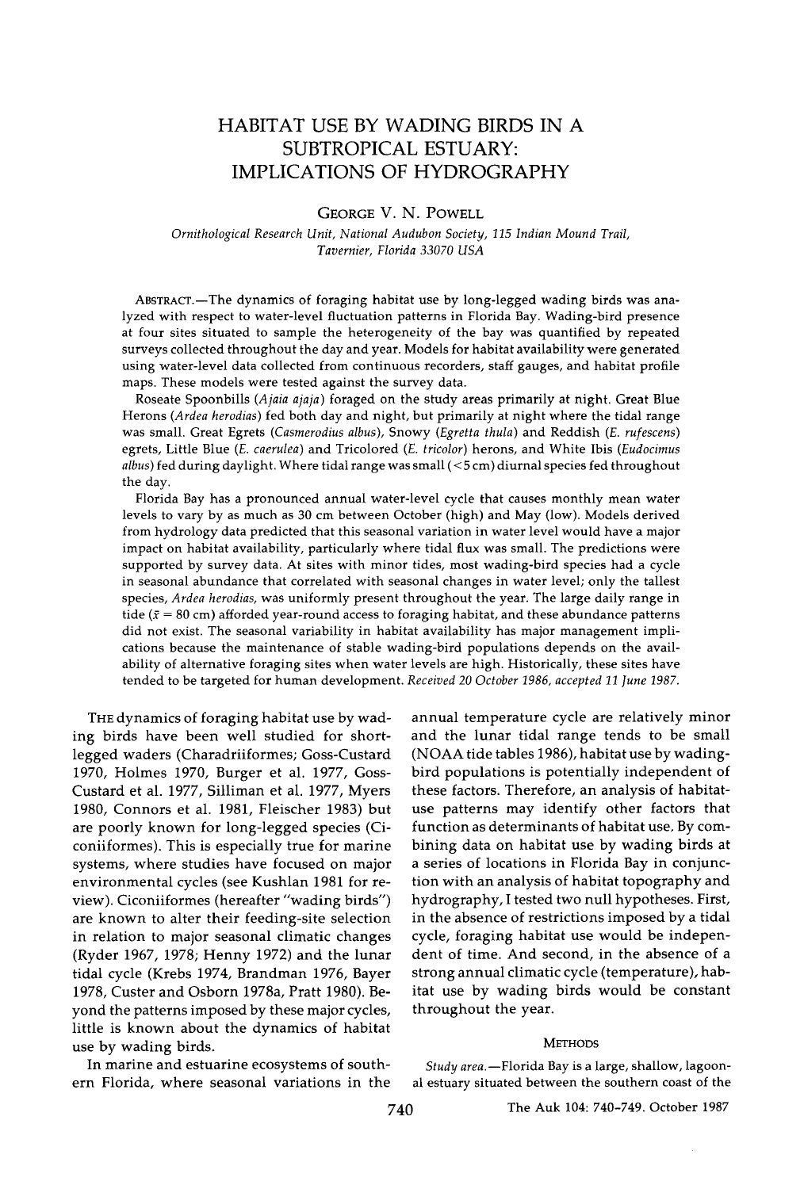# HABITAT USE BY WADING BIRDS IN A SUBTROPICAL ESTUARY: IMPLICATIONS OF HYDROGRAPHY

GEORGE V. N. POWELL

*Ornithological Research Unit, National Audubon Society, 115 Indian Mound Trail, Tavernier, Florida 33070 USA*

ABSTRACT.—The dynamics of foraging habitat use by long-legged wading birds was analyzed with respect to water-level fluctuation patterns in Florida Bay. Wading-bird presence at four sites situated to sample the heterogeneity of the bay was quantified by repeated surveys collected throughout the day and year. Models for habitat availability were generated using water-level data collected from continuous recorders, staff gauges, and habitat profile maps. These models were tested against the survey data.

Roseate Spoonbills (*Ajaia ajaja*) foraged on the study areas primarily at night. Great Blue Herons (*Ardea herodias*) fed both day and night, but primarily at night where the tidal range was small. Great Egrets (*Casmerodius albus*), Snowy (*Egretta thula*) and Reddish (*E. rufescens*) egrets, Little Blue (*E. caerulea*) and Tricolored (*E. tricolor*) herons, and White Ibis (*Eudocimus albus*) fed during daylight. Where tidal range was small (<5 cm) diurnal species fed throughout the day.

Florida Bay has a pronounced annual water-level cycle that causes monthly mean water levels to vary by as much as 30 cm between October (high) and May (low). Models derived from hydrology data predicted that this seasonal variation in water level would have a major impact on habitat availability, particularly where tidal flux was small. The predictions were supported by survey data. At sites with minor tides, most wading-bird species had a cycle in seasonal abundance that correlated with seasonal changes in water level; only the tallest species, *Ardea herodias*, was uniformly present throughout the year. The large daily range in tide ($\bar{x}$ = 80 cm) afforded year-round access to foraging habitat, and these abundance patterns did not exist. The seasonal variability in habitat availability has major management implications because the maintenance of stable wading-bird populations depends on the availability of alternative foraging sites when water levels are high. Historically, these sites have tended to be targeted for human development. *Received 20 October 1986, accepted 11 June 1987.*

THE dynamics of foraging habitat use by wading birds have been well studied for short-legged waders (Charadriiformes; Goss-Custard 1970, Holmes 1970, Burger et al. 1977, Goss-Custard et al. 1977, Silliman et al. 1977, Myers 1980, Connors et al. 1981, Fleischer 1983) but are poorly known for long-legged species (Ciconiiformes). This is especially true for marine systems, where studies have focused on major environmental cycles (see Kushlan 1981 for review). Ciconiiformes (hereafter "wading birds") are known to alter their feeding-site selection in relation to major seasonal climatic changes (Ryder 1967, 1978; Henny 1972) and the lunar tidal cycle (Krebs 1974, Brandman 1976, Bayer 1978, Custer and Osborn 1978a, Pratt 1980). Beyond the patterns imposed by these major cycles, little is known about the dynamics of habitat use by wading birds.

In marine and estuarine ecosystems of southern Florida, where seasonal variations in the annual temperature cycle are relatively minor and the lunar tidal range tends to be small (NOAA tide tables 1986), habitat use by wading-bird populations is potentially independent of these factors. Therefore, an analysis of habitat-use patterns may identify other factors that function as determinants of habitat use. By combining data on habitat use by wading birds at a series of locations in Florida Bay in conjunction with an analysis of habitat topography and hydrography, I tested two null hypotheses. First, in the absence of restrictions imposed by a tidal cycle, foraging habitat use would be independent of time. And second, in the absence of a strong annual climatic cycle (temperature), habitat use by wading birds would be constant throughout the year.

## METHODS

*Study area.*—Florida Bay is a large, shallow, lagoonal estuary situated between the southern coast of the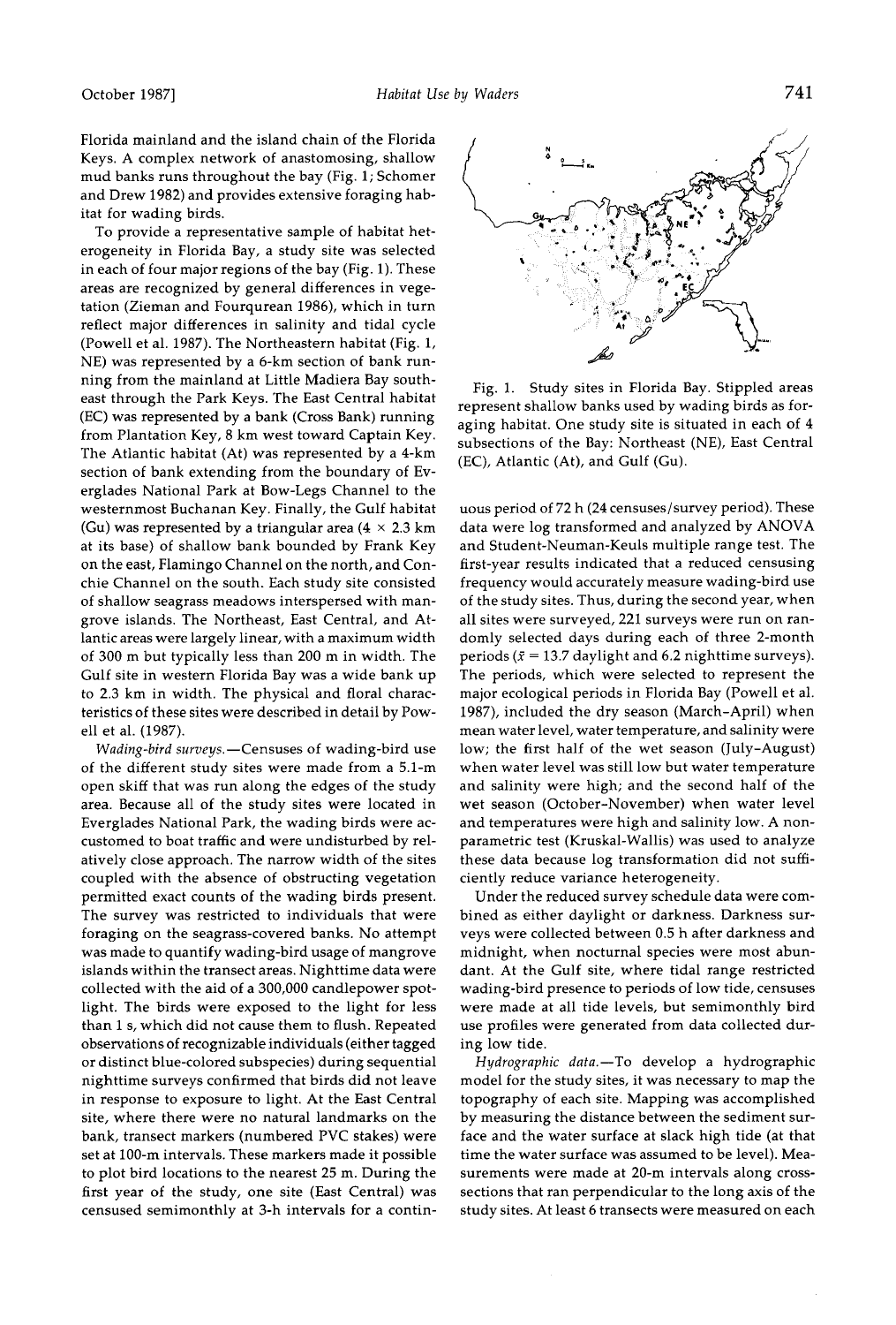Florida mainland and the island chain of the Florida Keys. A complex network of anastomosing, shallow mud banks runs throughout the bay (Fig. 1; Schomer and Drew 1982) and provides extensive foraging habitat for wading birds.

To provide a representative sample of habitat heterogeneity in Florida Bay, a study site was selected in each of four major regions of the bay (Fig. 1). These areas are recognized by general differences in vegetation (Zieman and Fourqurean 1986), which in turn reflect major differences in salinity and tidal cycle (Powell et al. 1987). The Northeastern habitat (Fig. 1, NE) was represented by a 6-km section of bank running from the mainland at Little Madiera Bay southeast through the Park Keys. The East Central habitat (EC) was represented by a bank (Cross Bank) running from Plantation Key, 8 km west toward Captain Key. The Atlantic habitat (At) was represented by a 4-km section of bank extending from the boundary of Everglades National Park at Bow-Legs Channel to the westernmost Buchanan Key. Finally, the Gulf habitat (Gu) was represented by a triangular area (4 × 2.3 km at its base) of shallow bank bounded by Frank Key on the east, Flamingo Channel on the north, and Conchie Channel on the south. Each study site consisted of shallow seagrass meadows interspersed with mangrove islands. The Northeast, East Central, and Atlantic areas were largely linear, with a maximum width of 300 m but typically less than 200 m in width. The Gulf site in western Florida Bay was a wide bank up to 2.3 km in width. The physical and floral characteristics of these sites were described in detail by Powell et al. (1987).

*Wading-bird surveys.*—Censuses of wading-bird use of the different study sites were made from a 5.1-m open skiff that was run along the edges of the study area. Because all of the study sites were located in Everglades National Park, the wading birds were accustomed to boat traffic and were undisturbed by relatively close approach. The narrow width of the sites coupled with the absence of obstructing vegetation permitted exact counts of the wading birds present. The survey was restricted to individuals that were foraging on the seagrass-covered banks. No attempt was made to quantify wading-bird usage of mangrove islands within the transect areas. Nighttime data were collected with the aid of a 300,000 candlepower spotlight. The birds were exposed to the light for less than 1 s, which did not cause them to flush. Repeated observations of recognizable individuals (either tagged or distinct blue-colored subspecies) during sequential nighttime surveys confirmed that birds did not leave in response to exposure to light. At the East Central site, where there were no natural landmarks on the bank, transect markers (numbered PVC stakes) were set at 100-m intervals. These markers made it possible to plot bird locations to the nearest 25 m. During the first year of the study, one site (East Central) was censused semimonthly at 3-h intervals for a continuous period of 72 h (24 censuses/survey period). These data were log transformed and analyzed by ANOVA and Student-Neuman-Keuls multiple range test. The first-year results indicated that a reduced censusing frequency would accurately measure wading-bird use of the study sites. Thus, during the second year, when all sites were surveyed, 221 surveys were run on randomly selected days during each of three 2-month periods ($\bar{x}$ = 13.7 daylight and 6.2 nighttime surveys). The periods, which were selected to represent the major ecological periods in Florida Bay (Powell et al. 1987), included the dry season (March–April) when mean water level, water temperature, and salinity were low; the first half of the wet season (July–August) when water level was still low but water temperature and salinity were high; and the second half of the wet season (October–November) when water level and temperatures were high and salinity low. A nonparametric test (Kruskal-Wallis) was used to analyze these data because log transformation did not sufficiently reduce variance heterogeneity.

Fig. 1. Study sites in Florida Bay. Stippled areas represent shallow banks used by wading birds as foraging habitat. One study site is situated in each of 4 subsections of the Bay: Northeast (NE), East Central (EC), Atlantic (At), and Gulf (Gu).

Under the reduced survey schedule data were combined as either daylight or darkness. Darkness surveys were collected between 0.5 h after darkness and midnight, when nocturnal species were most abundant. At the Gulf site, where tidal range restricted wading-bird presence to periods of low tide, censuses were made at all tide levels, but semimonthly bird use profiles were generated from data collected during low tide.

*Hydrographic data.*—To develop a hydrographic model for the study sites, it was necessary to map the topography of each site. Mapping was accomplished by measuring the distance between the sediment surface and the water surface at slack high tide (at that time the water surface was assumed to be level). Measurements were made at 20-m intervals along cross-sections that ran perpendicular to the long axis of the study sites. At least 6 transects were measured on each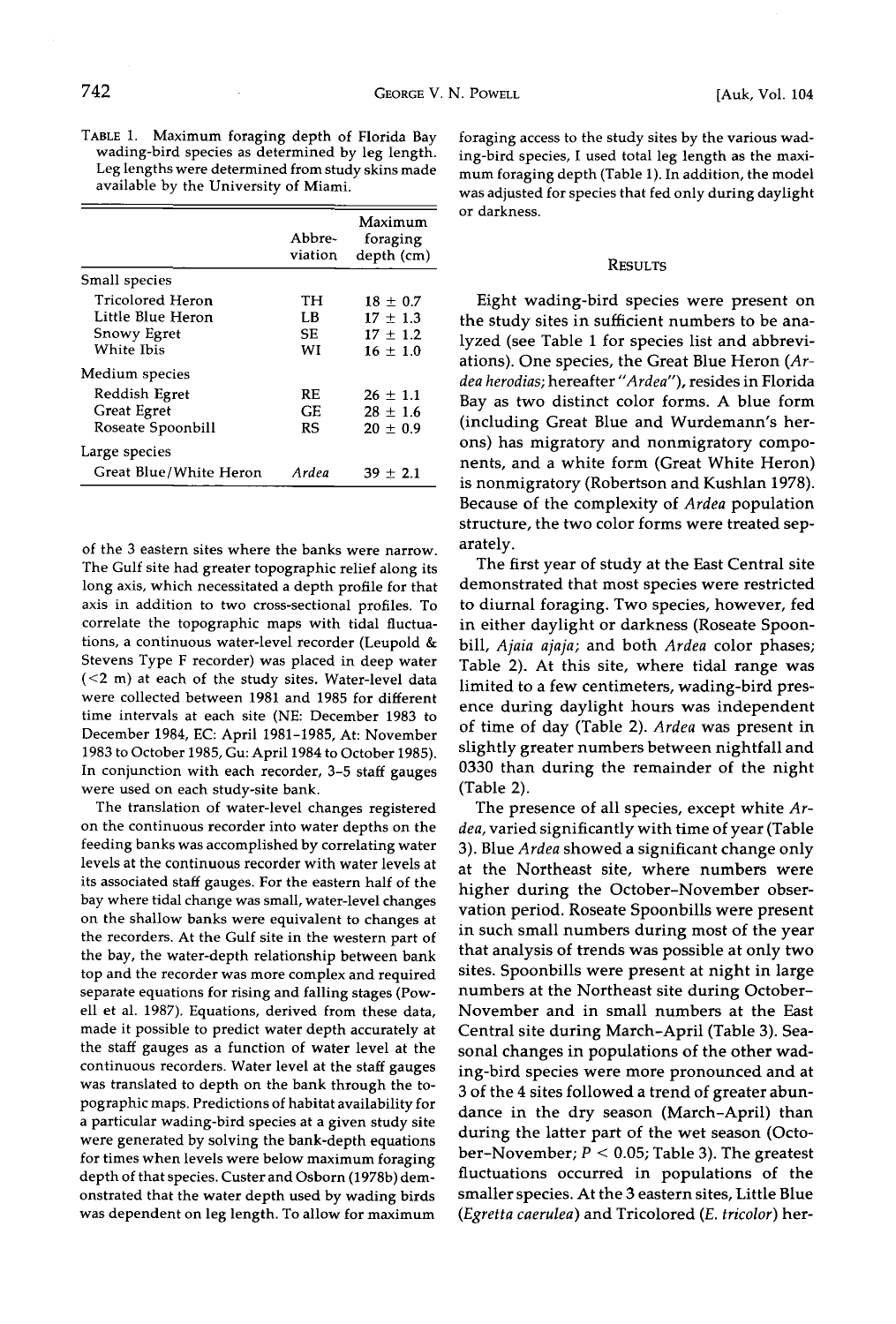TABLE 1. Maximum foraging depth of Florida Bay wading-bird species as determined by leg length. Leg lengths were determined from study skins made available by the University of Miami.

| | Abbreviation | Maximum foraging depth (cm) |
|---|---|---|
| Small species | | |
| Tricolored Heron | TH | 18 ± 0.7 |
| Little Blue Heron | LB | 17 ± 1.3 |
| Snowy Egret | SE | 17 ± 1.2 |
| White Ibis | WI | 16 ± 1.0 |
| Medium species | | |
| Reddish Egret | RE | 26 ± 1.1 |
| Great Egret | GE | 28 ± 1.6 |
| Roseate Spoonbill | RS | 20 ± 0.9 |
| Large species | | |
| Great Blue/White Heron | *Ardea* | 39 ± 2.1 |

of the 3 eastern sites where the banks were narrow. The Gulf site had greater topographic relief along its long axis, which necessitated a depth profile for that axis in addition to two cross-sectional profiles. To correlate the topographic maps with tidal fluctuations, a continuous water-level recorder (Leupold & Stevens Type F recorder) was placed in deep water (<2 m) at each of the study sites. Water-level data were collected between 1981 and 1985 for different time intervals at each site (NE: December 1983 to December 1984, EC: April 1981–1985, At: November 1983 to October 1985, Gu: April 1984 to October 1985). In conjunction with each recorder, 3–5 staff gauges were used on each study-site bank.

The translation of water-level changes registered on the continuous recorder into water depths on the feeding banks was accomplished by correlating water levels at the continuous recorder with water levels at its associated staff gauges. For the eastern half of the bay where tidal change was small, water-level changes on the shallow banks were equivalent to changes at the recorders. At the Gulf site in the western part of the bay, the water-depth relationship between bank top and the recorder was more complex and required separate equations for rising and falling stages (Powell et al. 1987). Equations, derived from these data, made it possible to predict water depth accurately at the staff gauges as a function of water level at the continuous recorders. Water level at the staff gauges was translated to depth on the bank through the topographic maps. Predictions of habitat availability for a particular wading-bird species at a given study site were generated by solving the bank-depth equations for times when levels were below maximum foraging depth of that species. Custer and Osborn (1978b) demonstrated that the water depth used by wading birds was dependent on leg length. To allow for maximum foraging access to the study sites by the various wading-bird species, I used total leg length as the maximum foraging depth (Table 1). In addition, the model was adjusted for species that fed only during daylight or darkness.

## RESULTS

Eight wading-bird species were present on the study sites in sufficient numbers to be analyzed (see Table 1 for species list and abbreviations). One species, the Great Blue Heron (*Ardea herodias*; hereafter "*Ardea*"), resides in Florida Bay as two distinct color forms. A blue form (including Great Blue and Wurdemann's herons) has migratory and nonmigratory components, and a white form (Great White Heron) is nonmigratory (Robertson and Kushlan 1978). Because of the complexity of *Ardea* population structure, the two color forms were treated separately.

The first year of study at the East Central site demonstrated that most species were restricted to diurnal foraging. Two species, however, fed in either daylight or darkness (Roseate Spoonbill, *Ajaia ajaja*; and both *Ardea* color phases; Table 2). At this site, where tidal range was limited to a few centimeters, wading-bird presence during daylight hours was independent of time of day (Table 2). *Ardea* was present in slightly greater numbers between nightfall and 0330 than during the remainder of the night (Table 2).

The presence of all species, except white *Ardea*, varied significantly with time of year (Table 3). Blue *Ardea* showed a significant change only at the Northeast site, where numbers were higher during the October–November observation period. Roseate Spoonbills were present in such small numbers during most of the year that analysis of trends was possible at only two sites. Spoonbills were present at night in large numbers at the Northeast site during October–November and in small numbers at the East Central site during March–April (Table 3). Seasonal changes in populations of the other wading-bird species were more pronounced and at 3 of the 4 sites followed a trend of greater abundance in the dry season (March–April) than during the latter part of the wet season (October–November; $P < 0.05$; Table 3). The greatest fluctuations occurred in populations of the smaller species. At the 3 eastern sites, Little Blue (*Egretta caerulea*) and Tricolored (*E. tricolor*) her-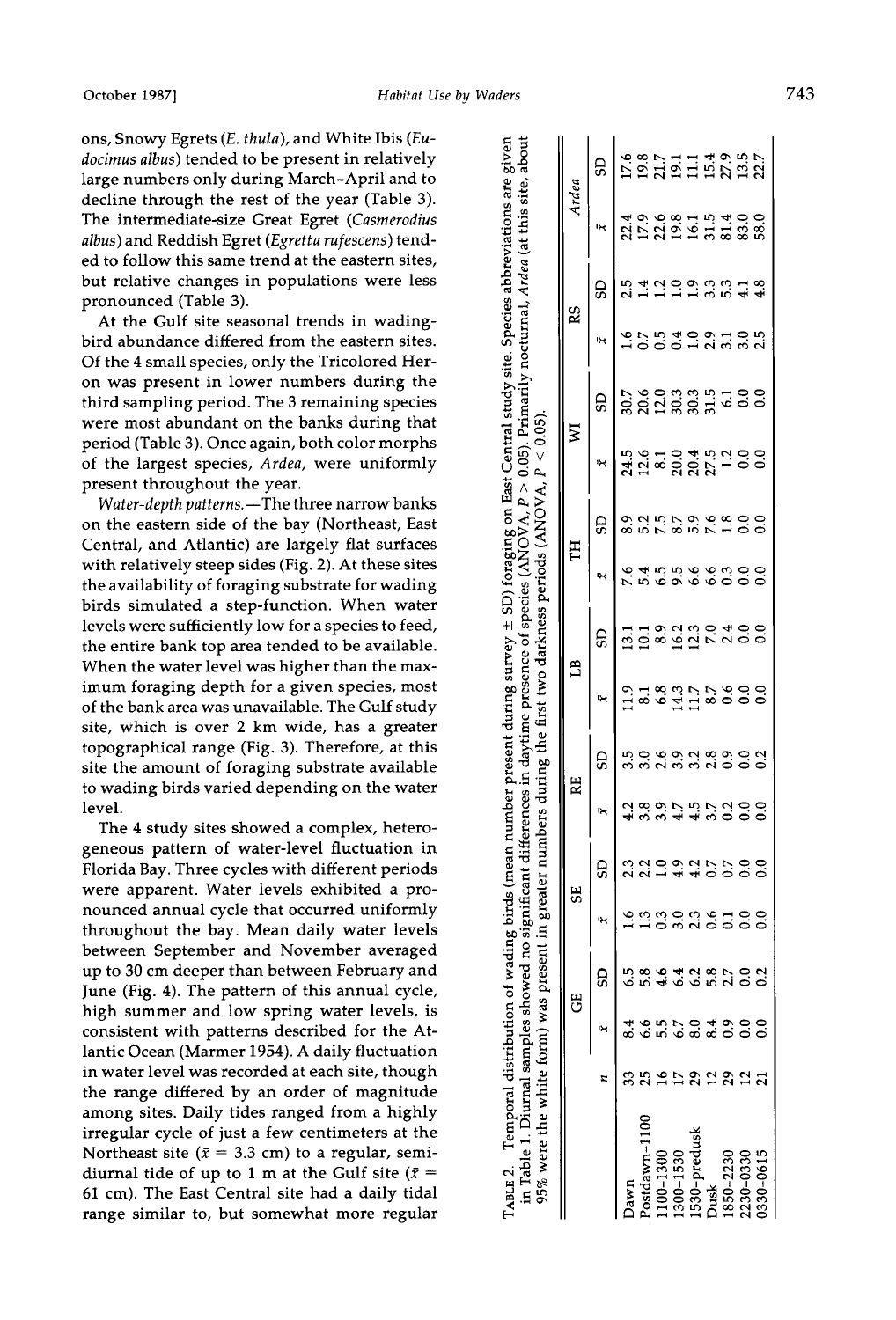ons, Snowy Egrets (*E. thula*), and White Ibis (*Eudocimus albus*) tended to be present in relatively large numbers only during March–April and to decline through the rest of the year (Table 3). The intermediate-size Great Egret (*Casmerodius albus*) and Reddish Egret (*Egretta rufescens*) tended to follow this same trend at the eastern sites, but relative changes in populations were less pronounced (Table 3).

At the Gulf site seasonal trends in wading-bird abundance differed from the eastern sites. Of the 4 small species, only the Tricolored Heron was present in lower numbers during the third sampling period. The 3 remaining species were most abundant on the banks during that period (Table 3). Once again, both color morphs of the largest species, *Ardea*, were uniformly present throughout the year.

*Water-depth patterns.*—The three narrow banks on the eastern side of the bay (Northeast, East Central, and Atlantic) are largely flat surfaces with relatively steep sides (Fig. 2). At these sites the availability of foraging substrate for wading birds simulated a step-function. When water levels were sufficiently low for a species to feed, the entire bank top area tended to be available. When the water level was higher than the maximum foraging depth for a given species, most of the bank area was unavailable. The Gulf study site, which is over 2 km wide, has a greater topographical range (Fig. 3). Therefore, at this site the amount of foraging substrate available to wading birds varied depending on the water level.

The 4 study sites showed a complex, heterogeneous pattern of water-level fluctuation in Florida Bay. Three cycles with different periods were apparent. Water levels exhibited a pronounced annual cycle that occurred uniformly throughout the bay. Mean daily water levels between September and November averaged up to 30 cm deeper than between February and June (Fig. 4). The pattern of this annual cycle, high summer and low spring water levels, is consistent with patterns described for the Atlantic Ocean (Marmer 1954). A daily fluctuation in water level was recorded at each site, though the range differed by an order of magnitude among sites. Daily tides ranged from a highly irregular cycle of just a few centimeters at the Northeast site ($\bar{x}$ = 3.3 cm) to a regular, semidiurnal tide of up to 1 m at the Gulf site ($\bar{x}$ = 61 cm). The East Central site had a daily tidal range similar to, but somewhat more regular

TABLE 2. Temporal distribution of wading birds (mean number present during survey ± SD) foraging on East Central study site. Species abbreviations are given in Table 1. Diurnal samples showed no significant differences in daytime presence of species (ANOVA, $P > 0.05$). Primarily nocturnal, *Ardea* (at this site, about 95% were the white form) was present in greater numbers during the first two darkness periods (ANOVA, $P < 0.05$).

| | | GE | | SE | | RE | | LB | | TH | | WI | | RS | | *Ardea* | |
|---|---|---|---|---|---|---|---|---|---|---|---|---|---|---|---|---|---|
| | *n* | $\bar{x}$ | SD | $\bar{x}$ | SD | $\bar{x}$ | SD | $\bar{x}$ | SD | $\bar{x}$ | SD | $\bar{x}$ | SD | $\bar{x}$ | SD | $\bar{x}$ | SD |
| Dawn | 33 | 8.4 | 6.5 | 1.6 | 2.3 | 4.2 | 3.5 | 11.9 | 13.1 | 7.6 | 8.9 | 24.5 | 30.7 | 1.6 | 2.5 | 22.4 | 17.6 |
| Postdawn–1100 | 25 | 6.6 | 5.8 | 1.3 | 2.2 | 3.8 | 3.0 | 8.1 | 10.1 | 5.4 | 5.2 | 12.6 | 20.6 | 0.7 | 1.4 | 17.9 | 19.8 |
| 1100–1300 | 16 | 5.5 | 4.6 | 0.3 | 1.0 | 3.9 | 2.6 | 6.8 | 8.9 | 6.5 | 7.5 | 8.1 | 12.0 | 0.5 | 1.2 | 22.6 | 21.7 |
| 1300–1530 | 17 | 6.7 | 6.4 | 3.0 | 4.9 | 4.7 | 3.9 | 14.3 | 16.2 | 9.5 | 8.7 | 20.0 | 30.3 | 0.4 | 1.0 | 19.8 | 19.1 |
| 1530–predusk | 29 | 8.0 | 6.2 | 2.3 | 4.2 | 4.5 | 3.2 | 11.7 | 12.3 | 6.6 | 5.9 | 20.4 | 30.3 | 1.0 | 1.9 | 16.1 | 11.1 |
| Dusk | 12 | 8.4 | 5.8 | 0.6 | 0.7 | 3.7 | 2.8 | 8.7 | 7.0 | 6.6 | 7.6 | 27.5 | 31.5 | 2.9 | 3.3 | 31.5 | 15.4 |
| 1850–2230 | 29 | 0.9 | 2.7 | 0.1 | 0.7 | 0.2 | 0.9 | 0.6 | 2.4 | 0.3 | 1.8 | 1.2 | 6.1 | 3.1 | 5.3 | 81.4 | 27.9 |
| 2230–0330 | 12 | 0.0 | 0.0 | 0.0 | 0.0 | 0.0 | 0.0 | 0.0 | 0.0 | 0.0 | 0.0 | 0.0 | 0.0 | 3.0 | 4.1 | 83.0 | 13.5 |
| 0330–0615 | 21 | 0.0 | 0.2 | 0.0 | 0.0 | 0.0 | 0.2 | 0.0 | 0.0 | 0.0 | 0.0 | 0.0 | 0.0 | 2.5 | 4.8 | 58.0 | 22.7 |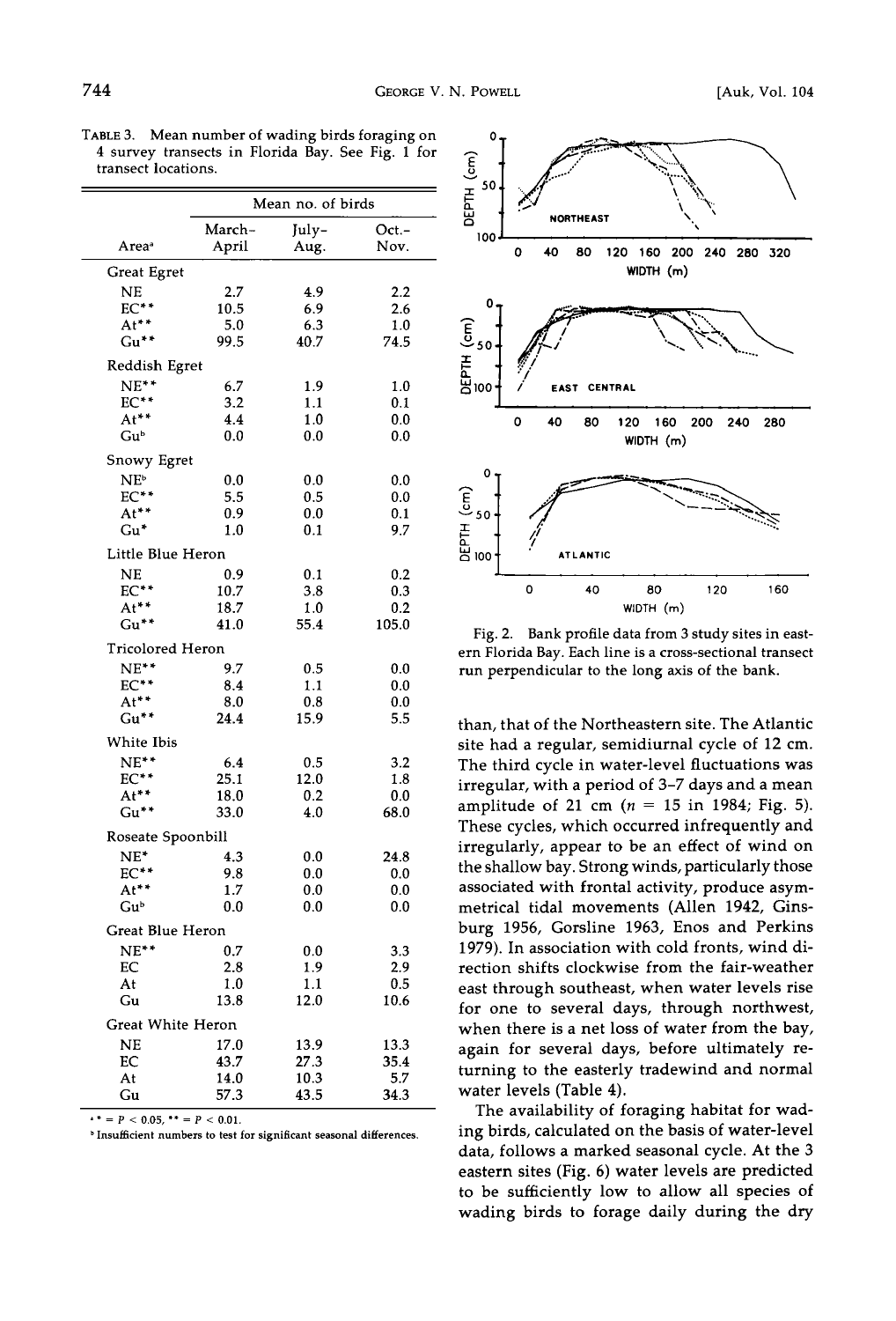TABLE 3. Mean number of wading birds foraging on 4 survey transects in Florida Bay. See Fig. 1 for transect locations.

| Area[a] | Mean no. of birds | | |
|---|---|---|---|
| | March–April | July–Aug. | Oct.–Nov. |
| **Great Egret** | | | |
| NE | 2.7 | 4.9 | 2.2 |
| EC** | 10.5 | 6.9 | 2.6 |
| At** | 5.0 | 6.3 | 1.0 |
| Gu** | 99.5 | 40.7 | 74.5 |
| **Reddish Egret** | | | |
| NE** | 6.7 | 1.9 | 1.0 |
| EC** | 3.2 | 1.1 | 0.1 |
| At** | 4.4 | 1.0 | 0.0 |
| Gu[b] | 0.0 | 0.0 | 0.0 |
| **Snowy Egret** | | | |
| NE[b] | 0.0 | 0.0 | 0.0 |
| EC** | 5.5 | 0.5 | 0.0 |
| At** | 0.9 | 0.0 | 0.1 |
| Gu* | 1.0 | 0.1 | 9.7 |
| **Little Blue Heron** | | | |
| NE | 0.9 | 0.1 | 0.2 |
| EC** | 10.7 | 3.8 | 0.3 |
| At** | 18.7 | 1.0 | 0.2 |
| Gu** | 41.0 | 55.4 | 105.0 |
| **Tricolored Heron** | | | |
| NE** | 9.7 | 0.5 | 0.0 |
| EC** | 8.4 | 1.1 | 0.0 |
| At** | 8.0 | 0.8 | 0.0 |
| Gu** | 24.4 | 15.9 | 5.5 |
| **White Ibis** | | | |
| NE** | 6.4 | 0.5 | 3.2 |
| EC** | 25.1 | 12.0 | 1.8 |
| At** | 18.0 | 0.2 | 0.0 |
| Gu** | 33.0 | 4.0 | 68.0 |
| **Roseate Spoonbill** | | | |
| NE* | 4.3 | 0.0 | 24.8 |
| EC** | 9.8 | 0.0 | 0.0 |
| At** | 1.7 | 0.0 | 0.0 |
| Gu[b] | 0.0 | 0.0 | 0.0 |
| **Great Blue Heron** | | | |
| NE** | 0.7 | 0.0 | 3.3 |
| EC | 2.8 | 1.9 | 2.9 |
| At | 1.0 | 1.1 | 0.5 |
| Gu | 13.8 | 12.0 | 10.6 |
| **Great White Heron** | | | |
| NE | 17.0 | 13.9 | 13.3 |
| EC | 43.7 | 27.3 | 35.4 |
| At | 14.0 | 10.3 | 5.7 |
| Gu | 57.3 | 43.5 | 34.3 |

[a] * = $P < 0.05$, ** = $P < 0.01$.
[b] Insufficient numbers to test for significant seasonal differences.

Fig. 2. Bank profile data from 3 study sites in eastern Florida Bay. Each line is a cross-sectional transect run perpendicular to the long axis of the bank.

than, that of the Northeastern site. The Atlantic site had a regular, semidiurnal cycle of 12 cm. The third cycle in water-level fluctuations was irregular, with a period of 3–7 days and a mean amplitude of 21 cm ($n$ = 15 in 1984; Fig. 5). These cycles, which occurred infrequently and irregularly, appear to be an effect of wind on the shallow bay. Strong winds, particularly those associated with frontal activity, produce asymmetrical tidal movements (Allen 1942, Ginsburg 1956, Gorsline 1963, Enos and Perkins 1979). In association with cold fronts, wind direction shifts clockwise from the fair-weather east through southeast, when water levels rise for one to several days, through northwest, when there is a net loss of water from the bay, again for several days, before ultimately returning to the easterly tradewind and normal water levels (Table 4).

The availability of foraging habitat for wading birds, calculated on the basis of water-level data, follows a marked seasonal cycle. At the 3 eastern sites (Fig. 6) water levels are predicted to be sufficiently low to allow all species of wading birds to forage daily during the dry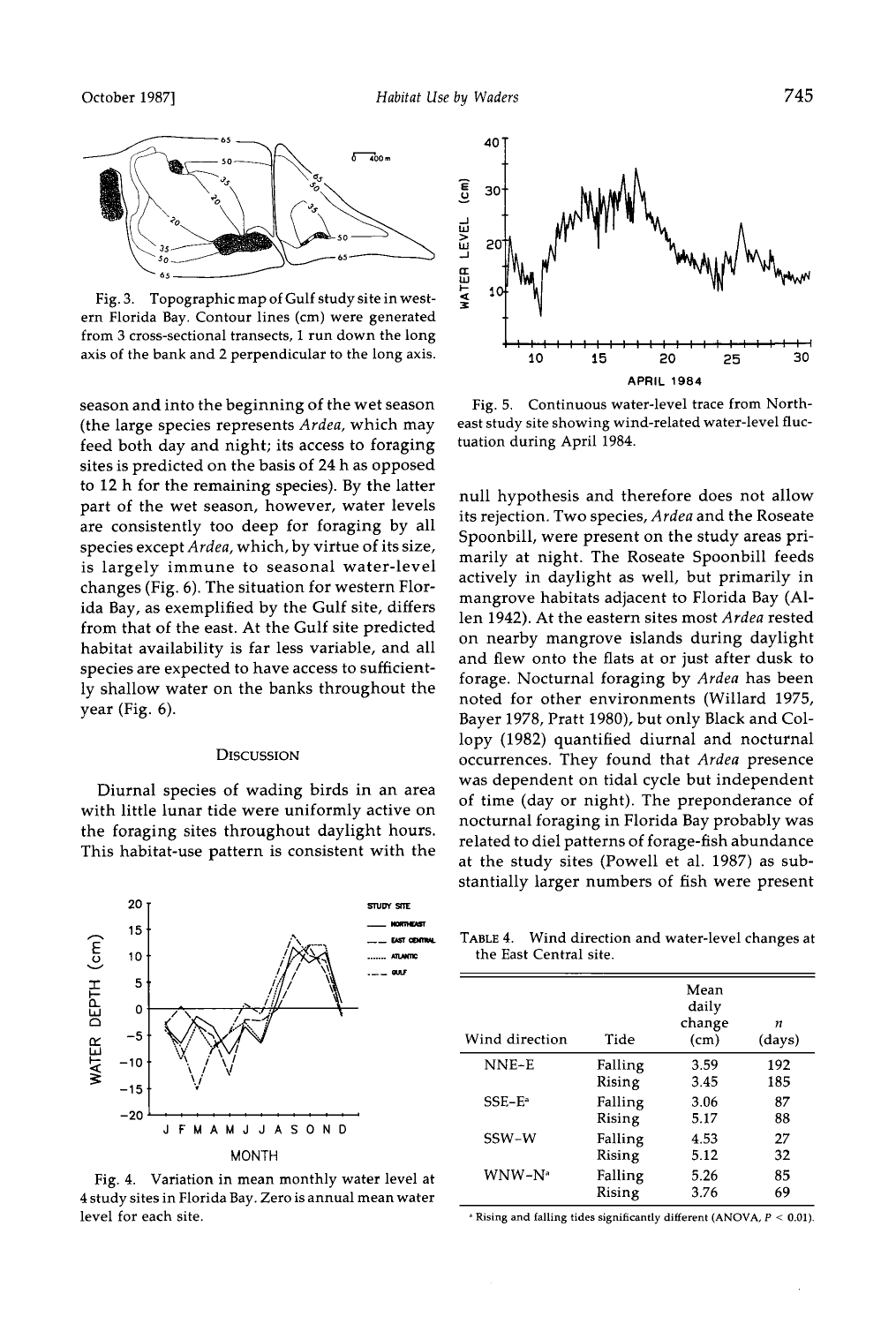Fig. 3. Topographic map of Gulf study site in western Florida Bay. Contour lines (cm) were generated from 3 cross-sectional transects, 1 run down the long axis of the bank and 2 perpendicular to the long axis.

Fig. 5. Continuous water-level trace from Northeast study site showing wind-related water-level fluctuation during April 1984.

season and into the beginning of the wet season (the large species represents *Ardea*, which may feed both day and night; its access to foraging sites is predicted on the basis of 24 h as opposed to 12 h for the remaining species). By the latter part of the wet season, however, water levels are consistently too deep for foraging by all species except *Ardea*, which, by virtue of its size, is largely immune to seasonal water-level changes (Fig. 6). The situation for western Florida Bay, as exemplified by the Gulf site, differs from that of the east. At the Gulf site predicted habitat availability is far less variable, and all species are expected to have access to sufficiently shallow water on the banks throughout the year (Fig. 6).

## Discussion

Diurnal species of wading birds in an area with little lunar tide were uniformly active on the foraging sites throughout daylight hours. This habitat-use pattern is consistent with the null hypothesis and therefore does not allow its rejection. Two species, *Ardea* and the Roseate Spoonbill, were present on the study areas primarily at night. The Roseate Spoonbill feeds actively in daylight as well, but primarily in mangrove habitats adjacent to Florida Bay (Allen 1942). At the eastern sites most *Ardea* rested on nearby mangrove islands during daylight and flew onto the flats at or just after dusk to forage. Nocturnal foraging by *Ardea* has been noted for other environments (Willard 1975, Bayer 1978, Pratt 1980), but only Black and Collopy (1982) quantified diurnal and nocturnal occurrences. They found that *Ardea* presence was dependent on tidal cycle but independent of time (day or night). The preponderance of nocturnal foraging in Florida Bay probably was related to diel patterns of forage-fish abundance at the study sites (Powell et al. 1987) as substantially larger numbers of fish were present

Fig. 4. Variation in mean monthly water level at 4 study sites in Florida Bay. Zero is annual mean water level for each site.

TABLE 4. Wind direction and water-level changes at the East Central site.

| Wind direction | Tide | Mean daily change (cm) | $n$ (days) |
|---|---|---|---|
| NNE–E | Falling | 3.59 | 192 |
| | Rising | 3.45 | 185 |
| SSE–E[a] | Falling | 3.06 | 87 |
| | Rising | 5.17 | 88 |
| SSW–W | Falling | 4.53 | 27 |
| | Rising | 5.12 | 32 |
| WNW–N[a] | Falling | 5.26 | 85 |
| | Rising | 3.76 | 69 |

[a] Rising and falling tides significantly different (ANOVA, $P < 0.01$).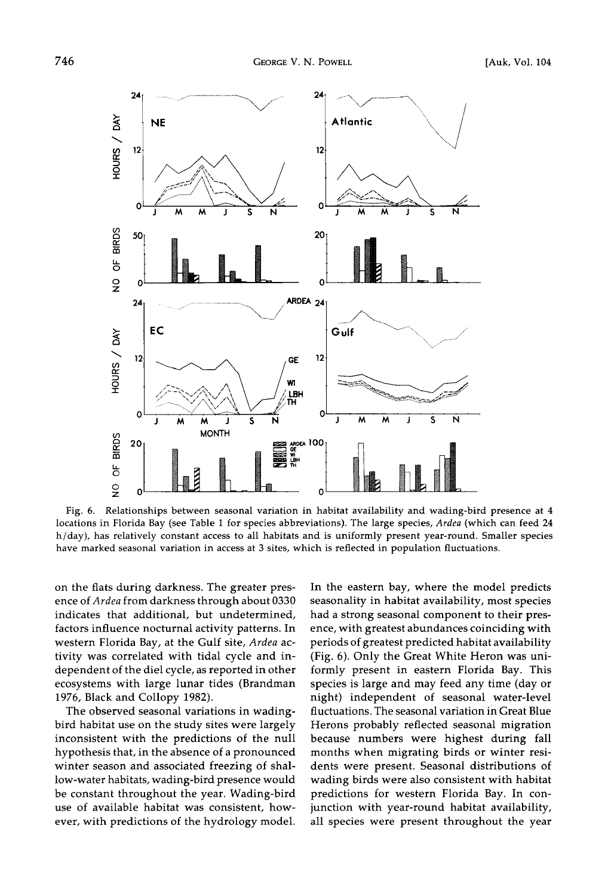Fig. 6. Relationships between seasonal variation in habitat availability and wading-bird presence at 4 locations in Florida Bay (see Table 1 for species abbreviations). The large species, *Ardea* (which can feed 24 h/day), has relatively constant access to all habitats and is uniformly present year-round. Smaller species have marked seasonal variation in access at 3 sites, which is reflected in population fluctuations.

on the flats during darkness. The greater presence of *Ardea* from darkness through about 0330 indicates that additional, but undetermined, factors influence nocturnal activity patterns. In western Florida Bay, at the Gulf site, *Ardea* activity was correlated with tidal cycle and independent of the diel cycle, as reported in other ecosystems with large lunar tides (Brandman 1976, Black and Collopy 1982).

The observed seasonal variations in wading-bird habitat use on the study sites were largely inconsistent with the predictions of the null hypothesis that, in the absence of a pronounced winter season and associated freezing of shallow-water habitats, wading-bird presence would be constant throughout the year. Wading-bird use of available habitat was consistent, however, with predictions of the hydrology model. In the eastern bay, where the model predicts seasonality in habitat availability, most species had a strong seasonal component to their presence, with greatest abundances coinciding with periods of greatest predicted habitat availability (Fig. 6). Only the Great White Heron was uniformly present in eastern Florida Bay. This species is large and may feed any time (day or night) independent of seasonal water-level fluctuations. The seasonal variation in Great Blue Herons probably reflected seasonal migration because numbers were highest during fall months when migrating birds or winter residents were present. Seasonal distributions of wading birds were also consistent with habitat predictions for western Florida Bay. In conjunction with year-round habitat availability, all species were present throughout the year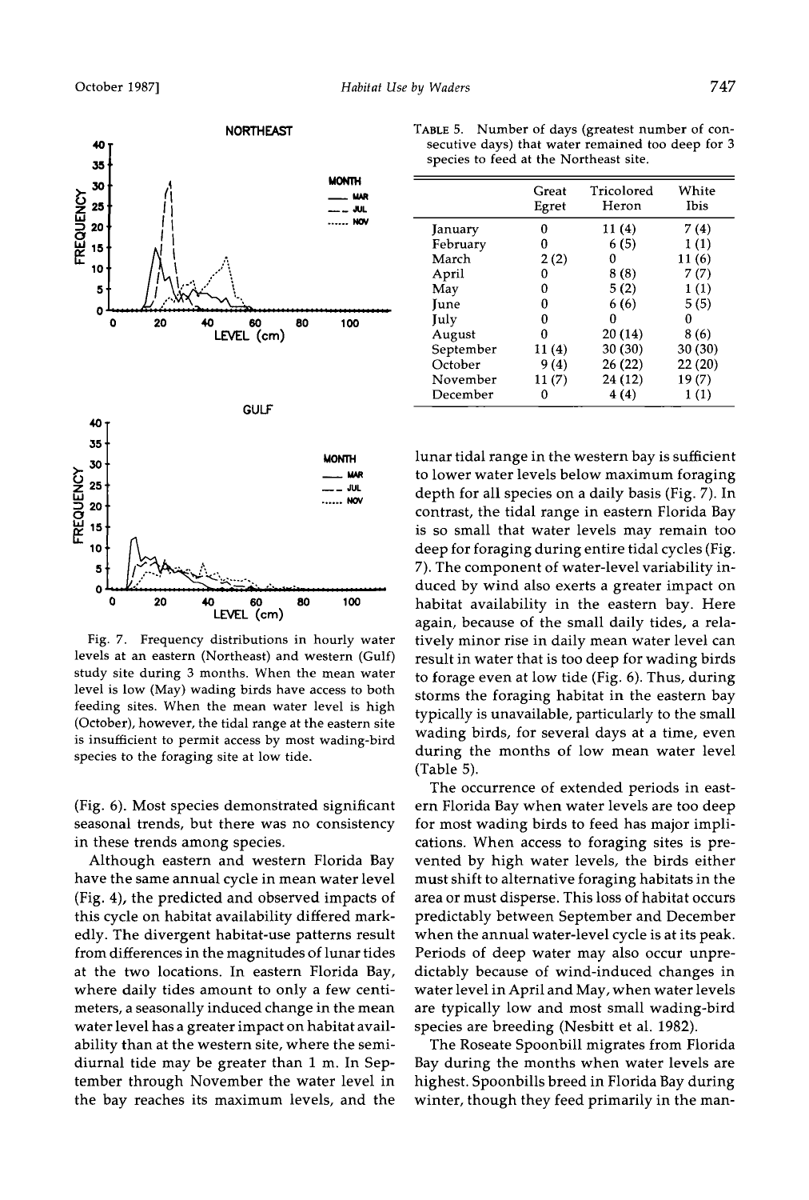Fig. 7. Frequency distributions in hourly water levels at an eastern (Northeast) and western (Gulf) study site during 3 months. When the mean water level is low (May) wading birds have access to both feeding sites. When the mean water level is high (October), however, the tidal range at the eastern site is insufficient to permit access by most wading-bird species to the foraging site at low tide.

(Fig. 6). Most species demonstrated significant seasonal trends, but there was no consistency in these trends among species.

Although eastern and western Florida Bay have the same annual cycle in mean water level (Fig. 4), the predicted and observed impacts of this cycle on habitat availability differed markedly. The divergent habitat-use patterns result from differences in the magnitudes of lunar tides at the two locations. In eastern Florida Bay, where daily tides amount to only a few centimeters, a seasonally induced change in the mean water level has a greater impact on habitat availability than at the western site, where the semidiurnal tide may be greater than 1 m. In September through November the water level in the bay reaches its maximum levels, and the lunar tidal range in the western bay is sufficient to lower water levels below maximum foraging depth for all species on a daily basis (Fig. 7). In contrast, the tidal range in eastern Florida Bay is so small that water levels may remain too deep for foraging during entire tidal cycles (Fig. 7). The component of water-level variability induced by wind also exerts a greater impact on habitat availability in the eastern bay. Here again, because of the small daily tides, a relatively minor rise in daily mean water level can result in water that is too deep for wading birds to forage even at low tide (Fig. 6). Thus, during storms the foraging habitat in the eastern bay typically is unavailable, particularly to the small wading birds, for several days at a time, even during the months of low mean water level (Table 5).

TABLE 5. Number of days (greatest number of consecutive days) that water remained too deep for 3 species to feed at the Northeast site.

| | Great Egret | Tricolored Heron | White Ibis |
|---|---|---|---|
| January | 0 | 11 (4) | 7 (4) |
| February | 0 | 6 (5) | 1 (1) |
| March | 2 (2) | 0 | 11 (6) |
| April | 0 | 8 (8) | 7 (7) |
| May | 0 | 5 (2) | 1 (1) |
| June | 0 | 6 (6) | 5 (5) |
| July | 0 | 0 | 0 |
| August | 0 | 20 (14) | 8 (6) |
| September | 11 (4) | 30 (30) | 30 (30) |
| October | 9 (4) | 26 (22) | 22 (20) |
| November | 11 (7) | 24 (12) | 19 (7) |
| December | 0 | 4 (4) | 1 (1) |

The occurrence of extended periods in eastern Florida Bay when water levels are too deep for most wading birds to feed has major implications. When access to foraging sites is prevented by high water levels, the birds either must shift to alternative foraging habitats in the area or must disperse. This loss of habitat occurs predictably between September and December when the annual water-level cycle is at its peak. Periods of deep water may also occur unpredictably because of wind-induced changes in water level in April and May, when water levels are typically low and most small wading-bird species are breeding (Nesbitt et al. 1982).

The Roseate Spoonbill migrates from Florida Bay during the months when water levels are highest. Spoonbills breed in Florida Bay during winter, though they feed primarily in the man-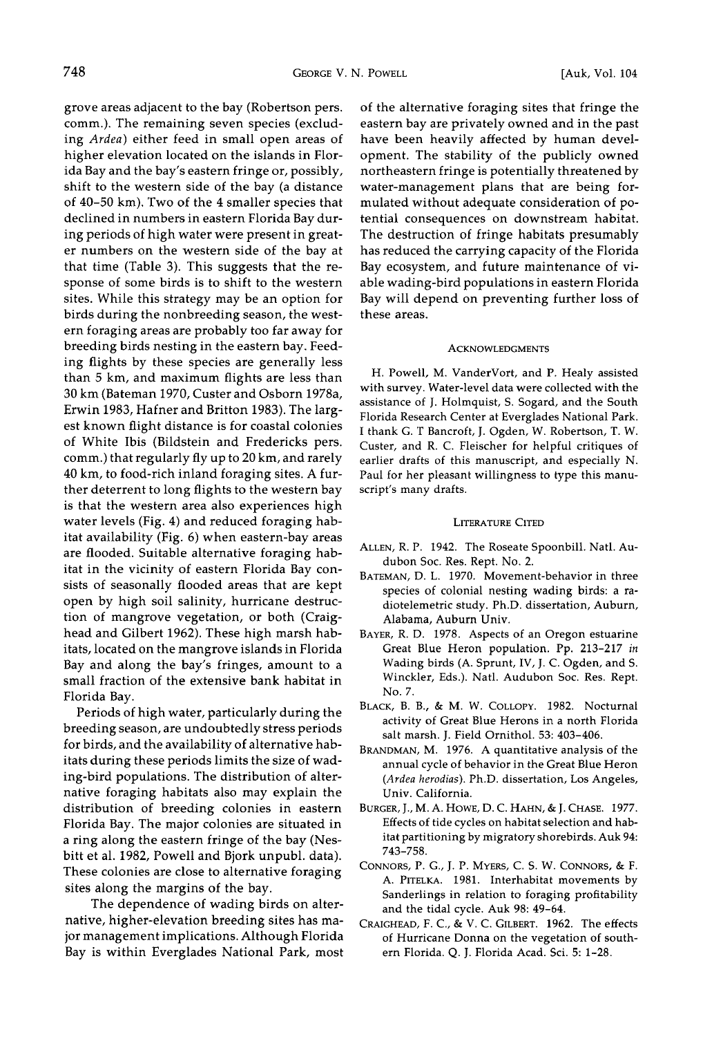grove areas adjacent to the bay (Robertson pers. comm.). The remaining seven species (excluding *Ardea*) either feed in small open areas of higher elevation located on the islands in Florida Bay and the bay's eastern fringe or, possibly, shift to the western side of the bay (a distance of 40–50 km). Two of the 4 smaller species that declined in numbers in eastern Florida Bay during periods of high water were present in greater numbers on the western side of the bay at that time (Table 3). This suggests that the response of some birds is to shift to the western sites. While this strategy may be an option for birds during the nonbreeding season, the western foraging areas are probably too far away for breeding birds nesting in the eastern bay. Feeding flights by these species are generally less than 5 km, and maximum flights are less than 30 km (Bateman 1970, Custer and Osborn 1978a, Erwin 1983, Hafner and Britton 1983). The largest known flight distance is for coastal colonies of White Ibis (Bildstein and Fredericks pers. comm.) that regularly fly up to 20 km, and rarely 40 km, to food-rich inland foraging sites. A further deterrent to long flights to the western bay is that the western area also experiences high water levels (Fig. 4) and reduced foraging habitat availability (Fig. 6) when eastern-bay areas are flooded. Suitable alternative foraging habitat in the vicinity of eastern Florida Bay consists of seasonally flooded areas that are kept open by high soil salinity, hurricane destruction of mangrove vegetation, or both (Craighead and Gilbert 1962). These high marsh habitats, located on the mangrove islands in Florida Bay and along the bay's fringes, amount to a small fraction of the extensive bank habitat in Florida Bay.

Periods of high water, particularly during the breeding season, are undoubtedly stress periods for birds, and the availability of alternative habitats during these periods limits the size of wading-bird populations. The distribution of alternative foraging habitats also may explain the distribution of breeding colonies in eastern Florida Bay. The major colonies are situated in a ring along the eastern fringe of the bay (Nesbitt et al. 1982, Powell and Bjork unpubl. data). These colonies are close to alternative foraging sites along the margins of the bay.

The dependence of wading birds on alternative, higher-elevation breeding sites has major management implications. Although Florida Bay is within Everglades National Park, most of the alternative foraging sites that fringe the eastern bay are privately owned and in the past have been heavily affected by human development. The stability of the publicly owned northeastern fringe is potentially threatened by water-management plans that are being formulated without adequate consideration of potential consequences on downstream habitat. The destruction of fringe habitats presumably has reduced the carrying capacity of the Florida Bay ecosystem, and future maintenance of viable wading-bird populations in eastern Florida Bay will depend on preventing further loss of these areas.

## Acknowledgments

H. Powell, M. VanderVort, and P. Healy assisted with survey. Water-level data were collected with the assistance of J. Holmquist, S. Sogard, and the South Florida Research Center at Everglades National Park. I thank G. T Bancroft, J. Ogden, W. Robertson, T. W. Custer, and R. C. Fleischer for helpful critiques of earlier drafts of this manuscript, and especially N. Paul for her pleasant willingness to type this manuscript's many drafts.

## Literature Cited

ALLEN, R. P. 1942. The Roseate Spoonbill. Natl. Audubon Soc. Res. Rept. No. 2.

BATEMAN, D. L. 1970. Movement-behavior in three species of colonial nesting wading birds: a radiotelemetric study. Ph.D. dissertation, Auburn, Alabama, Auburn Univ.

BAYER, R. D. 1978. Aspects of an Oregon estuarine Great Blue Heron population. Pp. 213–217 *in* Wading birds (A. Sprunt, IV, J. C. Ogden, and S. Winckler, Eds.). Natl. Audubon Soc. Res. Rept. No. 7.

BLACK, B. B., & M. W. COLLOPY. 1982. Nocturnal activity of Great Blue Herons in a north Florida salt marsh. J. Field Ornithol. 53: 403–406.

BRANDMAN, M. 1976. A quantitative analysis of the annual cycle of behavior in the Great Blue Heron (*Ardea herodias*). Ph.D. dissertation, Los Angeles, Univ. California.

BURGER, J., M. A. HOWE, D. C. HAHN, & J. CHASE. 1977. Effects of tide cycles on habitat selection and habitat partitioning by migratory shorebirds. Auk 94: 743–758.

CONNORS, P. G., J. P. MYERS, C. S. W. CONNORS, & F. A. PITELKA. 1981. Interhabitat movements by Sanderlings in relation to foraging profitability and the tidal cycle. Auk 98: 49–64.

CRAIGHEAD, F. C., & V. C. GILBERT. 1962. The effects of Hurricane Donna on the vegetation of southern Florida. Q. J. Florida Acad. Sci. 5: 1–28.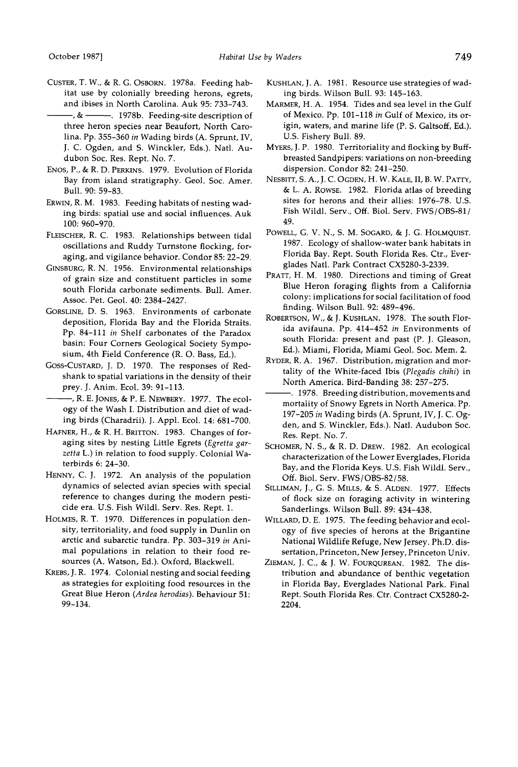CUSTER, T. W., & R. G. OSBORN. 1978a. Feeding habitat use by colonially breeding herons, egrets, and ibises in North Carolina. Auk 95: 733–743.

———, & ———. 1978b. Feeding-site description of three heron species near Beaufort, North Carolina. Pp. 355–360 *in* Wading birds (A. Sprunt, IV, J. C. Ogden, and S. Winckler, Eds.). Natl. Audubon Soc. Res. Rept. No. 7.

ENOS, P., & R. D. PERKINS. 1979. Evolution of Florida Bay from island stratigraphy. Geol. Soc. Amer. Bull. 90: 59–83.

ERWIN, R. M. 1983. Feeding habitats of nesting wading birds: spatial use and social influences. Auk 100: 960–970.

FLEISCHER, R. C. 1983. Relationships between tidal oscillations and Ruddy Turnstone flocking, foraging, and vigilance behavior. Condor 85: 22–29.

GINSBURG, R. N. 1956. Environmental relationships of grain size and constituent particles in some south Florida carbonate sediments. Bull. Amer. Assoc. Pet. Geol. 40: 2384–2427.

GORSLINE, D. S. 1963. Environments of carbonate deposition, Florida Bay and the Florida Straits. Pp. 84–111 *in* Shelf carbonates of the Paradox basin: Four Corners Geological Society Symposium, 4th Field Conference (R. O. Bass, Ed.).

GOSS-CUSTARD, J. D. 1970. The responses of Redshank to spatial variations in the density of their prey. J. Anim. Ecol. 39: 91–113.

———, R. E. JONES, & P. E. NEWBERY. 1977. The ecology of the Wash I. Distribution and diet of wading birds (Charadrii). J. Appl. Ecol. 14: 681–700.

HAFNER, H., & R. H. BRITTON. 1983. Changes of foraging sites by nesting Little Egrets (*Egretta garzetta* L.) in relation to food supply. Colonial Waterbirds 6: 24–30.

HENNY, C. J. 1972. An analysis of the population dynamics of selected avian species with special reference to changes during the modern pesticide era. U.S. Fish Wildl. Serv. Res. Rept. 1.

HOLMES, R. T. 1970. Differences in population density, territoriality, and food supply in Dunlin on arctic and subarctic tundra. Pp. 303–319 *in* Animal populations in relation to their food resources (A. Watson, Ed.). Oxford, Blackwell.

KREBS, J. R. 1974. Colonial nesting and social feeding as strategies for exploiting food resources in the Great Blue Heron (*Ardea herodias*). Behaviour 51: 99–134.

KUSHLAN, J. A. 1981. Resource use strategies of wading birds. Wilson Bull. 93: 145–163.

MARMER, H. A. 1954. Tides and sea level in the Gulf of Mexico. Pp. 101–118 *in* Gulf of Mexico, its origin, waters, and marine life (P. S. Galtsoff, Ed.). U.S. Fishery Bull. 89.

MYERS, J. P. 1980. Territoriality and flocking by Buff-breasted Sandpipers: variations on non-breeding dispersion. Condor 82: 241–250.

NESBITT, S. A., J. C. OGDEN, H. W. KALE, II, B. W. PATTY, & L. A. ROWSE. 1982. Florida atlas of breeding sites for herons and their allies: 1976–78. U.S. Fish Wildl. Serv., Off. Biol. Serv. FWS/OBS-81/49.

POWELL, G. V. N., S. M. SOGARD, & J. G. HOLMQUIST. 1987. Ecology of shallow-water bank habitats in Florida Bay. Rept. South Florida Res. Ctr., Everglades Natl. Park Contract CX5280-3-2339.

PRATT, H. M. 1980. Directions and timing of Great Blue Heron foraging flights from a California colony: implications for social facilitation of food finding. Wilson Bull. 92: 489–496.

ROBERTSON, W., & J. KUSHLAN. 1978. The south Florida avifauna. Pp. 414–452 *in* Environments of south Florida: present and past (P. J. Gleason, Ed.). Miami, Florida, Miami Geol. Soc. Mem. 2.

RYDER, R. A. 1967. Distribution, migration and mortality of the White-faced Ibis (*Plegadis chihi*) in North America. Bird-Banding 38: 257–275.

———. 1978. Breeding distribution, movements and mortality of Snowy Egrets in North America. Pp. 197–205 *in* Wading birds (A. Sprunt, IV, J. C. Ogden, and S. Winckler, Eds.). Natl. Audubon Soc. Res. Rept. No. 7.

SCHOMER, N. S., & R. D. DREW. 1982. An ecological characterization of the Lower Everglades, Florida Bay, and the Florida Keys. U.S. Fish Wildl. Serv., Off. Biol. Serv. FWS/OBS-82/58.

SILLIMAN, J., G. S. MILLS, & S. ALDEN. 1977. Effects of flock size on foraging activity in wintering Sanderlings. Wilson Bull. 89: 434–438.

WILLARD, D. E. 1975. The feeding behavior and ecology of five species of herons at the Brigantine National Wildlife Refuge, New Jersey. Ph.D. dissertation, Princeton, New Jersey, Princeton Univ.

ZIEMAN, J. C., & J. W. FOURQUREAN. 1982. The distribution and abundance of benthic vegetation in Florida Bay, Everglades National Park. Final Rept. South Florida Res. Ctr. Contract CX5280-2-2204.